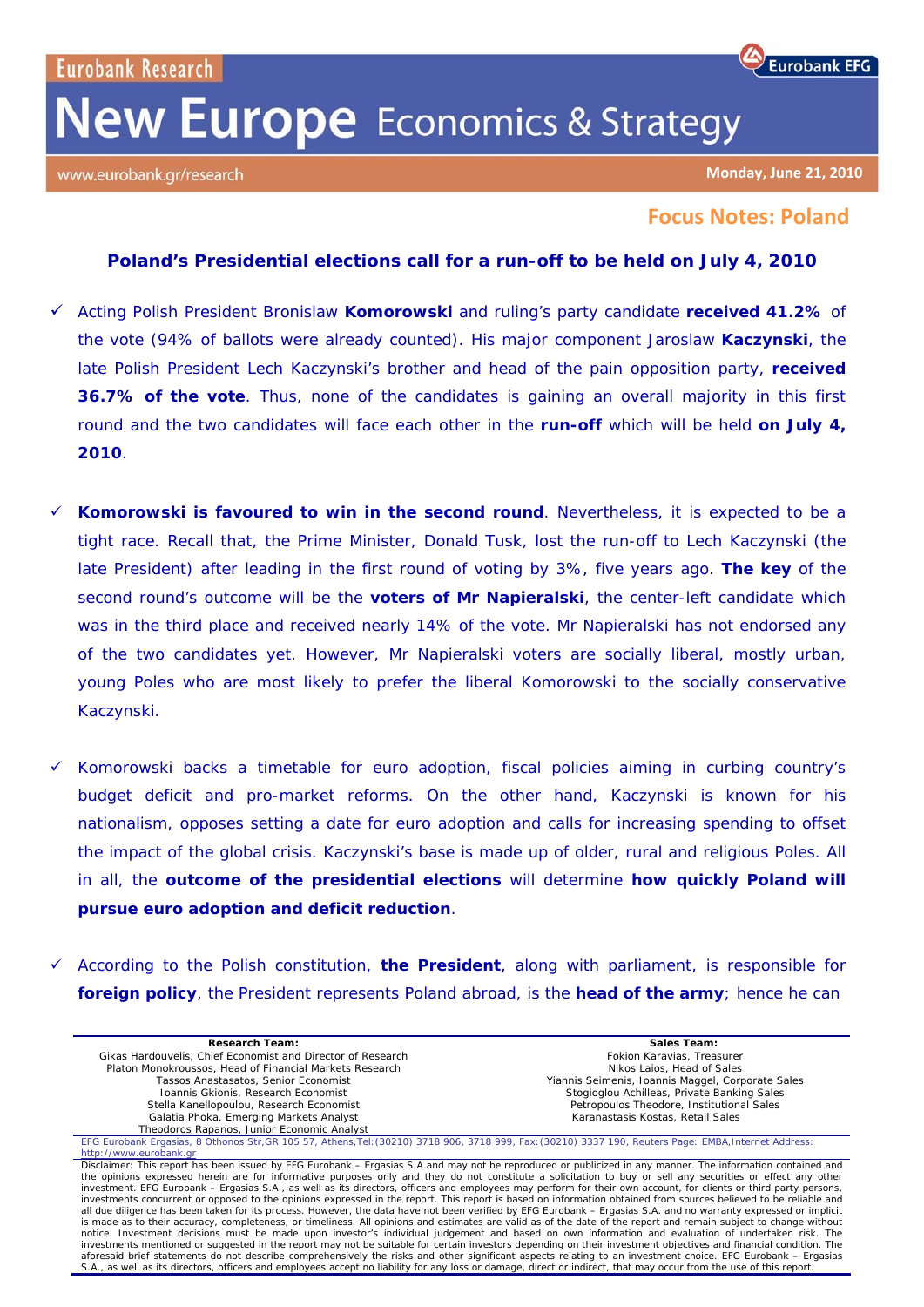Eurobank Research

Eurobank EFG

# New Europe Economics & Strategy

www.eurobank.gr/research

**Monday, June 21, 2010**

## Focus Notes: Poland

### Poland's Presidential elections call for a run-off to be held on July 4, 2010

- ✓ Acting Polish President Bronislaw **Komorowski** and ruling's party candidate **received 41.2%** of the vote (94% of ballots were already counted). His major component Jaroslaw **Kaczynski**, the late Polish President Lech Kaczynski's brother and head of the pain opposition party, **received 36.7% of the vote**. Thus, none of the candidates is gaining an overall majority in this first round and the two candidates will face each other in the **run-off** which will be held **on July 4, 2010**.

- ✓ **Komorowski is favoured to win in the second round**. Nevertheless, it is expected to be a tight race. Recall that, the Prime Minister, Donald Tusk, lost the run-off to Lech Kaczynski (the late President) after leading in the first round of voting by 3%, five years ago. **The key** of the second round's outcome will be the **voters of Mr Napieralski**, the center-left candidate which was in the third place and received nearly 14% of the vote. Mr Napieralski has not endorsed any of the two candidates yet. However, Mr Napieralski voters are socially liberal, mostly urban, young Poles who are most likely to prefer the liberal Komorowski to the socially conservative Kaczynski.

- ✓ Komorowski backs a timetable for euro adoption, fiscal policies aiming in curbing country's budget deficit and pro-market reforms. On the other hand, Kaczynski is known for his nationalism, opposes setting a date for euro adoption and calls for increasing spending to offset the impact of the global crisis. Kaczynski's base is made up of older, rural and religious Poles. All in all, the **outcome of the presidential elections** will determine **how quickly Poland will pursue euro adoption and deficit reduction**.

- ✓ According to the Polish constitution, **the President**, along with parliament, is responsible for **foreign policy**, the President represents Poland abroad, is the **head of the army**; hence he can

**Research Team:**
Gikas Hardouvelis, Chief Economist and Director of Research
Platon Monokroussos, Head of Financial Markets Research
Tassos Anastasatos, Senior Economist
Ioannis Gkionis, Research Economist
Stella Kanellopoulou, Research Economist
Galatia Phoka, Emerging Markets Analyst
Theodoros Rapanos, Junior Economic Analyst

**Sales Team:**
Fokion Karavias, Treasurer
Nikos Laios, Head of Sales
Yiannis Seimenis, Ioannis Maggel, Corporate Sales
Stogioglou Achilleas, Private Banking Sales
Petropoulos Theodore, Institutional Sales
Karanastasis Kostas, Retail Sales

EFG Eurobank Ergasias, 8 Othonos Str,GR 105 57, Athens,Tel:(30210) 3718 906, 3718 999, Fax:(30210) 3337 190, Reuters Page: EMBA,Internet Address: http://www.eurobank.gr

Disclaimer: This report has been issued by EFG Eurobank – Ergasias S.A and may not be reproduced or publicized in any manner. The information contained and the opinions expressed herein are for informative purposes only and they do not constitute a solicitation to buy or sell any securities or effect any other investment. EFG Eurobank – Ergasias S.A., as well as its directors, officers and employees may perform for their own account, for clients or third party persons, investments concurrent or opposed to the opinions expressed in the report. This report is based on information obtained from sources believed to be reliable and all due diligence has been taken for its process. However, the data have not been verified by EFG Eurobank – Ergasias S.A. and no warranty expressed or implicit is made as to their accuracy, completeness, or timeliness. All opinions and estimates are valid as of the date of the report and remain subject to change without notice. Investment decisions must be made upon investor's individual judgement and based on own information and evaluation of undertaken risk. The investments mentioned or suggested in the report may not be suitable for certain investors depending on their investment objectives and financial condition. The aforesaid brief statements do not describe comprehensively the risks and other significant aspects relating to an investment choice. EFG Eurobank – Ergasias S.A., as well as its directors, officers and employees accept no liability for any loss or damage, direct or indirect, that may occur from the use of this report.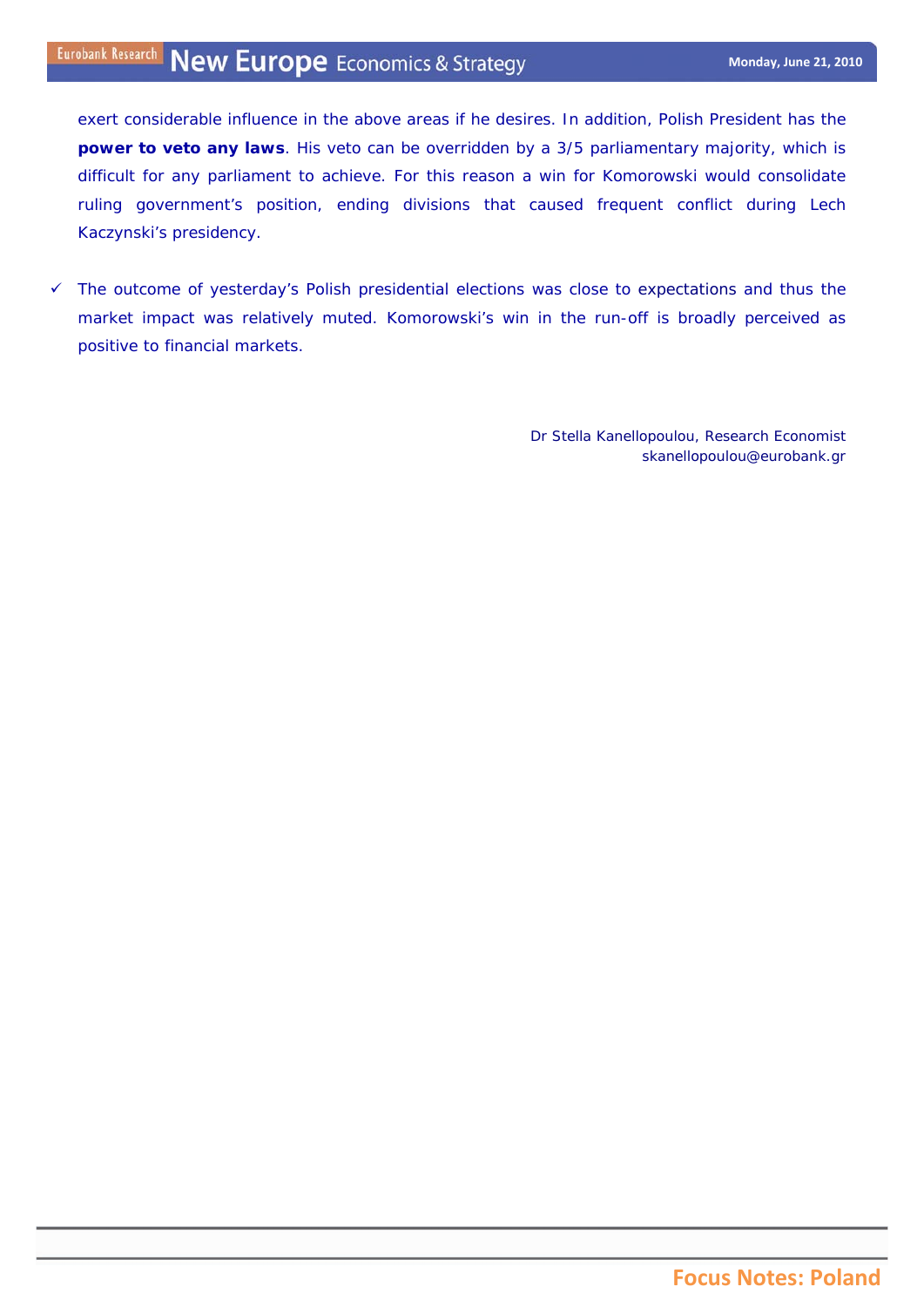exert considerable influence in the above areas if he desires. In addition, Polish President has the **power to veto any laws**. His veto can be overridden by a 3/5 parliamentary majority, which is difficult for any parliament to achieve. For this reason a win for Komorowski would consolidate ruling government's position, ending divisions that caused frequent conflict during Lech Kaczynski's presidency.

- ✓ The outcome of yesterday's Polish presidential elections was close to expectations and thus the market impact was relatively muted. Komorowski's win in the run-off is broadly perceived as positive to financial markets.

Dr Stella Kanellopoulou, Research Economist
skanellopoulou@eurobank.gr